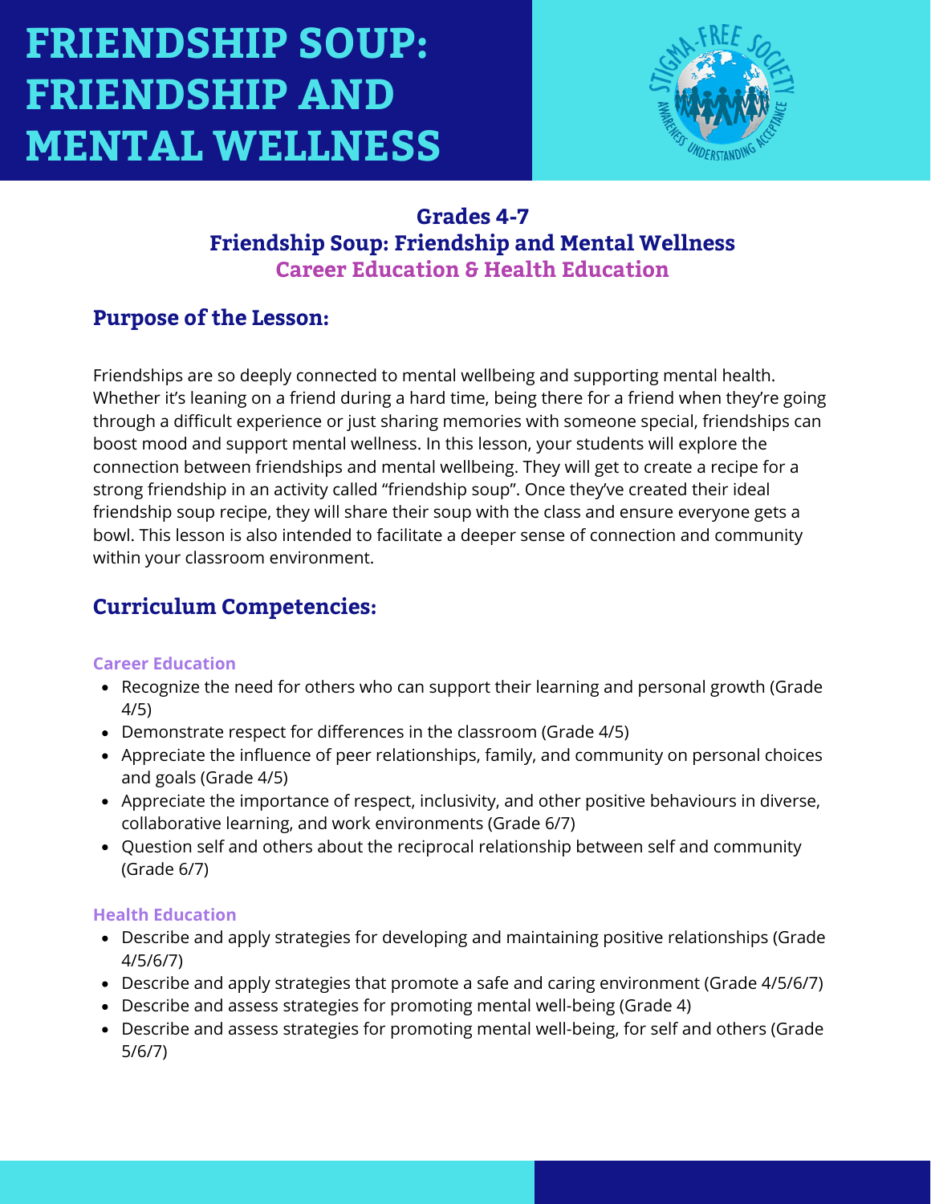# FRIENDSHIP SOUP: FRIENDSHIP AND MENTAL WELLNESS

## Grades 4-7
## Friendship Soup: Friendship and Mental Wellness
### Career Education & Health Education

## Purpose of the Lesson:

Friendships are so deeply connected to mental wellbeing and supporting mental health. Whether it's leaning on a friend during a hard time, being there for a friend when they're going through a difficult experience or just sharing memories with someone special, friendships can boost mood and support mental wellness. In this lesson, your students will explore the connection between friendships and mental wellbeing. They will get to create a recipe for a strong friendship in an activity called "friendship soup". Once they've created their ideal friendship soup recipe, they will share their soup with the class and ensure everyone gets a bowl. This lesson is also intended to facilitate a deeper sense of connection and community within your classroom environment.

## Curriculum Competencies:

### Career Education

- Recognize the need for others who can support their learning and personal growth (Grade 4/5)
- Demonstrate respect for differences in the classroom (Grade 4/5)
- Appreciate the influence of peer relationships, family, and community on personal choices and goals (Grade 4/5)
- Appreciate the importance of respect, inclusivity, and other positive behaviours in diverse, collaborative learning, and work environments (Grade 6/7)
- Question self and others about the reciprocal relationship between self and community (Grade 6/7)

### Health Education

- Describe and apply strategies for developing and maintaining positive relationships (Grade 4/5/6/7)
- Describe and apply strategies that promote a safe and caring environment (Grade 4/5/6/7)
- Describe and assess strategies for promoting mental well-being (Grade 4)
- Describe and assess strategies for promoting mental well-being, for self and others (Grade 5/6/7)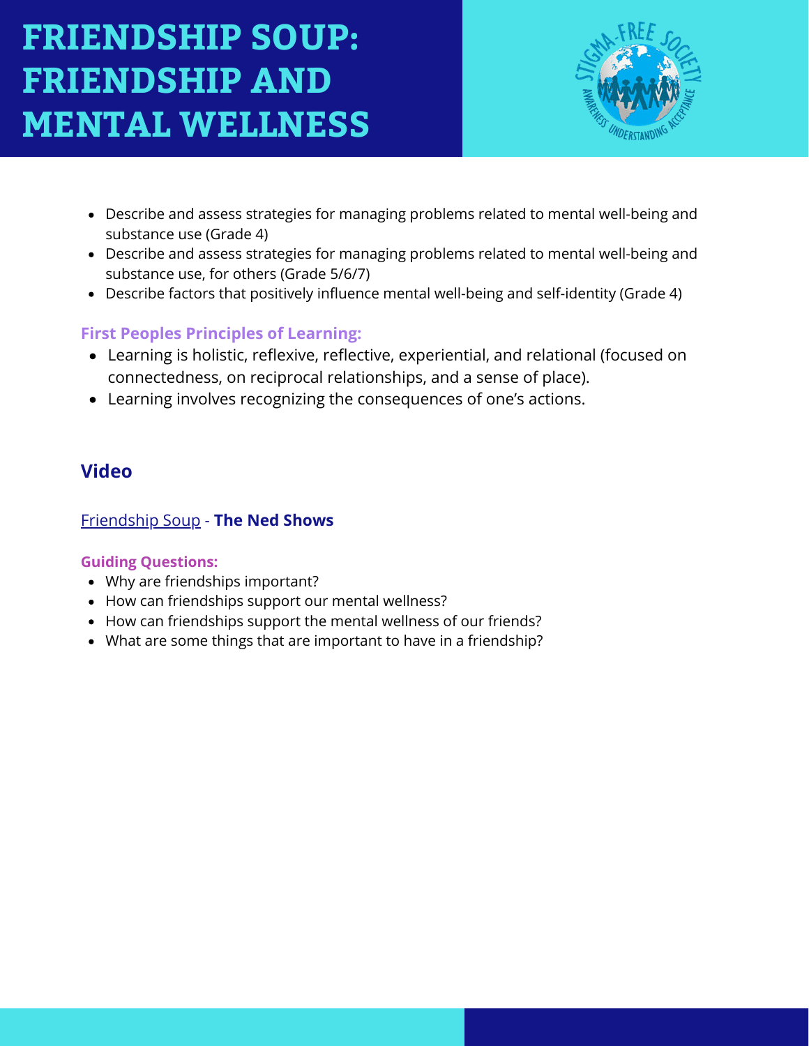# FRIENDSHIP SOUP: FRIENDSHIP AND MENTAL WELLNESS

- Describe and assess strategies for managing problems related to mental well-being and substance use (Grade 4)
- Describe and assess strategies for managing problems related to mental well-being and substance use, for others (Grade 5/6/7)
- Describe factors that positively influence mental well-being and self-identity (Grade 4)

### First Peoples Principles of Learning:

- Learning is holistic, reflexive, reflective, experiential, and relational (focused on connectedness, on reciprocal relationships, and a sense of place).
- Learning involves recognizing the consequences of one's actions.

## Video

Friendship Soup - **The Ned Shows**

### Guiding Questions:

- Why are friendships important?
- How can friendships support our mental wellness?
- How can friendships support the mental wellness of our friends?
- What are some things that are important to have in a friendship?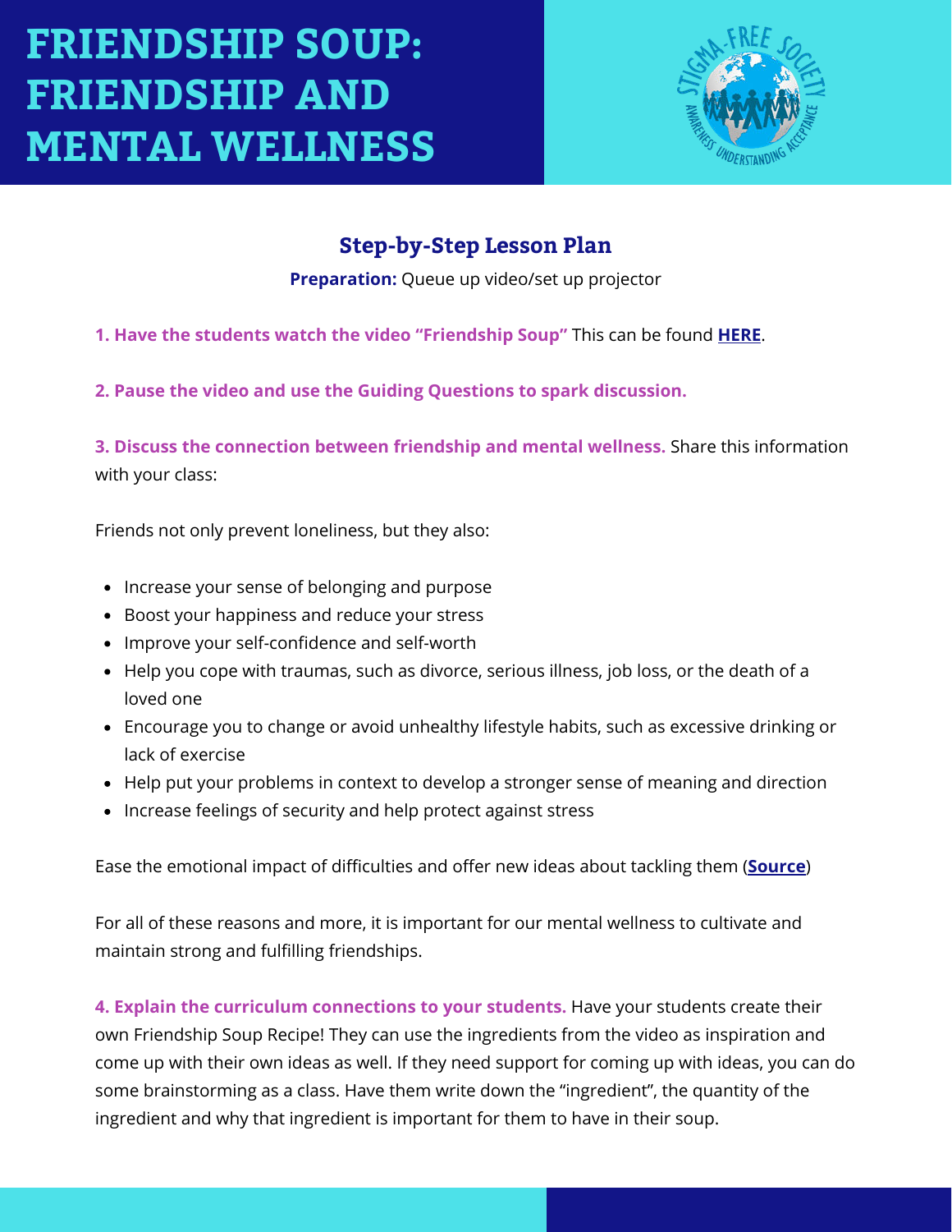# FRIENDSHIP SOUP: FRIENDSHIP AND MENTAL WELLNESS

## Step-by-Step Lesson Plan

**Preparation:** Queue up video/set up projector

**1. Have the students watch the video "Friendship Soup"** This can be found **HERE**.

**2. Pause the video and use the Guiding Questions to spark discussion.**

**3. Discuss the connection between friendship and mental wellness.** Share this information with your class:

Friends not only prevent loneliness, but they also:

- Increase your sense of belonging and purpose
- Boost your happiness and reduce your stress
- Improve your self-confidence and self-worth
- Help you cope with traumas, such as divorce, serious illness, job loss, or the death of a loved one
- Encourage you to change or avoid unhealthy lifestyle habits, such as excessive drinking or lack of exercise
- Help put your problems in context to develop a stronger sense of meaning and direction
- Increase feelings of security and help protect against stress

Ease the emotional impact of difficulties and offer new ideas about tackling them (**Source**)

For all of these reasons and more, it is important for our mental wellness to cultivate and maintain strong and fulfilling friendships.

**4. Explain the curriculum connections to your students.** Have your students create their own Friendship Soup Recipe! They can use the ingredients from the video as inspiration and come up with their own ideas as well. If they need support for coming up with ideas, you can do some brainstorming as a class. Have them write down the "ingredient", the quantity of the ingredient and why that ingredient is important for them to have in their soup.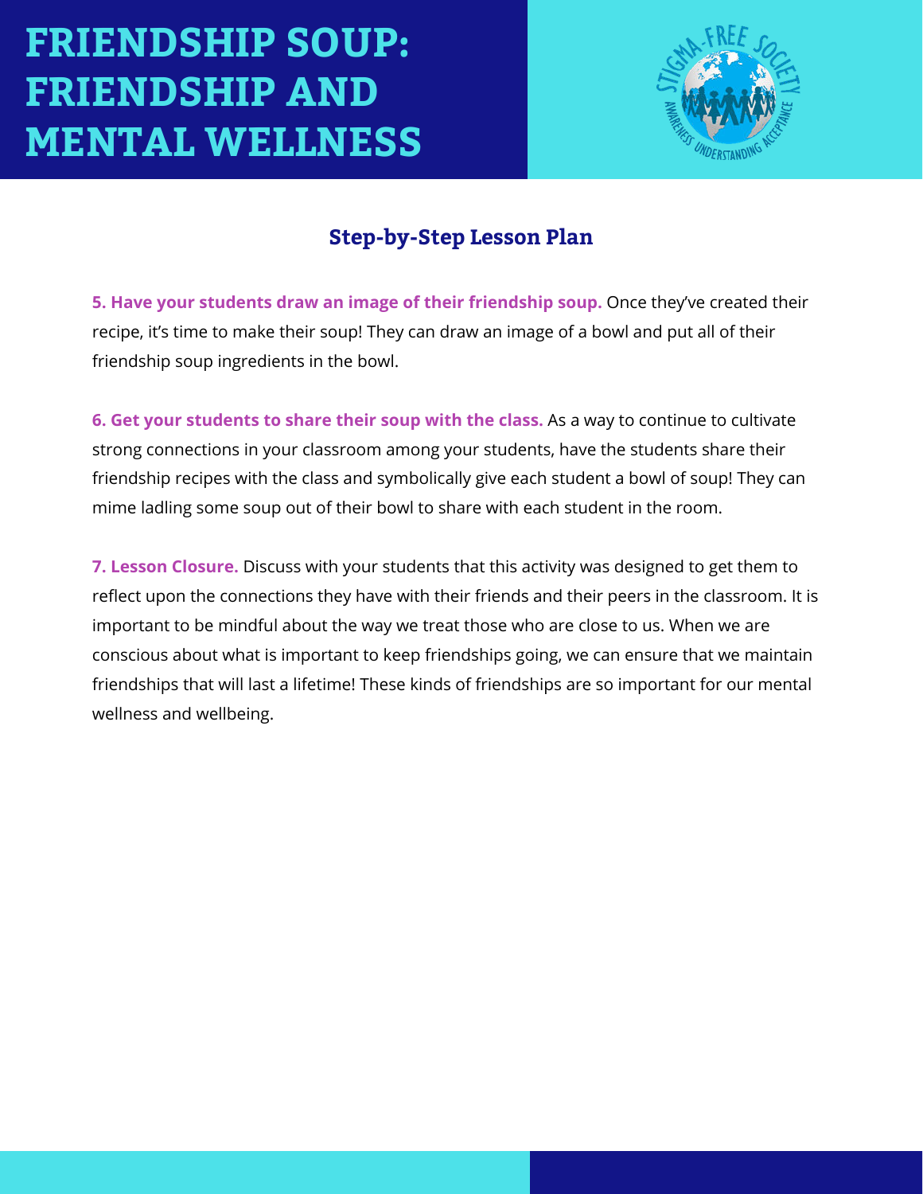# FRIENDSHIP SOUP: FRIENDSHIP AND MENTAL WELLNESS

## Step-by-Step Lesson Plan

**5. Have your students draw an image of their friendship soup.** Once they've created their recipe, it's time to make their soup! They can draw an image of a bowl and put all of their friendship soup ingredients in the bowl.

**6. Get your students to share their soup with the class.** As a way to continue to cultivate strong connections in your classroom among your students, have the students share their friendship recipes with the class and symbolically give each student a bowl of soup! They can mime ladling some soup out of their bowl to share with each student in the room.

**7. Lesson Closure.** Discuss with your students that this activity was designed to get them to reflect upon the connections they have with their friends and their peers in the classroom. It is important to be mindful about the way we treat those who are close to us. When we are conscious about what is important to keep friendships going, we can ensure that we maintain friendships that will last a lifetime! These kinds of friendships are so important for our mental wellness and wellbeing.